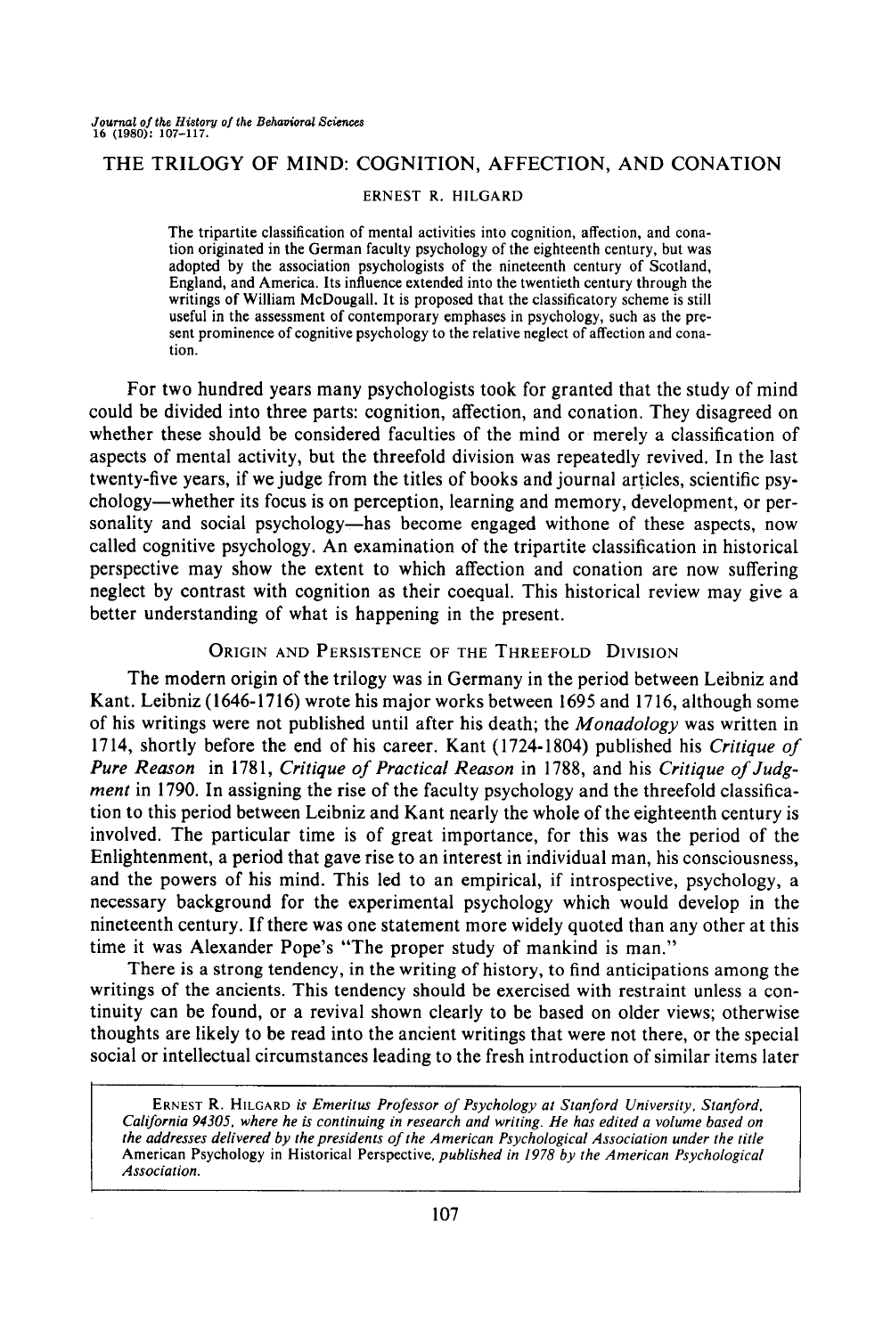# THE TRILOGY OF MIND: COGNITION, AFFECTION, AND CONATION

ERNEST R. HILGARD

> The tripartite classification of mental activities into cognition, affection, and conation originated in the German faculty psychology of the eighteenth century, but was adopted by the association psychologists of the nineteenth century of Scotland, England, and America. Its influence extended into the twentieth century through the writings of William McDougall. It is proposed that the classificatory scheme is still useful in the assessment of contemporary emphases in psychology, such as the present prominence of cognitive psychology to the relative neglect of affection and conation.

For two hundred years many psychologists took for granted that the study of mind could be divided into three parts: cognition, affection, and conation. They disagreed on whether these should be considered faculties of the mind or merely a classification of aspects of mental activity, but the threefold division was repeatedly revived. In the last twenty-five years, if we judge from the titles of books and journal articles, scientific psychology—whether its focus is on perception, learning and memory, development, or personality and social psychology—has become engaged withone of these aspects, now called cognitive psychology. An examination of the tripartite classification in historical perspective may show the extent to which affection and conation are now suffering neglect by contrast with cognition as their coequal. This historical review may give a better understanding of what is happening in the present.

## ORIGIN AND PERSISTENCE OF THE THREEFOLD DIVISION

The modern origin of the trilogy was in Germany in the period between Leibniz and Kant. Leibniz (1646-1716) wrote his major works between 1695 and 1716, although some of his writings were not published until after his death; the *Monadology* was written in 1714, shortly before the end of his career. Kant (1724-1804) published his *Critique of Pure Reason* in 1781, *Critique of Practical Reason* in 1788, and his *Critique of Judgment* in 1790. In assigning the rise of the faculty psychology and the threefold classification to this period between Leibniz and Kant nearly the whole of the eighteenth century is involved. The particular time is of great importance, for this was the period of the Enlightenment, a period that gave rise to an interest in individual man, his consciousness, and the powers of his mind. This led to an empirical, if introspective, psychology, a necessary background for the experimental psychology which would develop in the nineteenth century. If there was one statement more widely quoted than any other at this time it was Alexander Pope's "The proper study of mankind is man."

There is a strong tendency, in the writing of history, to find anticipations among the writings of the ancients. This tendency should be exercised with restraint unless a continuity can be found, or a revival shown clearly to be based on older views; otherwise thoughts are likely to be read into the ancient writings that were not there, or the special social or intellectual circumstances leading to the fresh introduction of similar items later

---

ERNEST R. HILGARD *is Emeritus Professor of Psychology at Stanford University, Stanford, California 94305, where he is continuing in research and writing. He has edited a volume based on the addresses delivered by the presidents of the American Psychological Association under the title* American Psychology in Historical Perspective, *published in 1978 by the American Psychological Association.*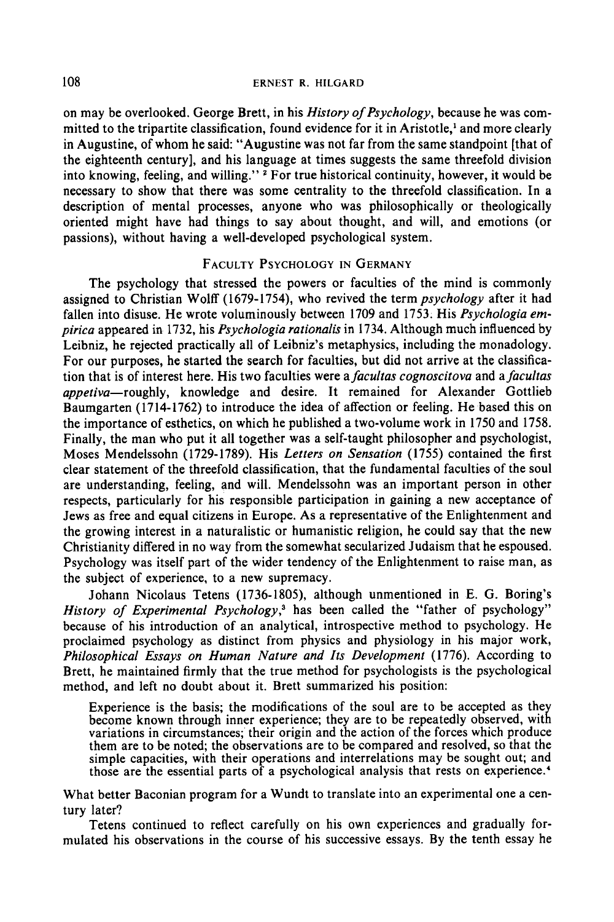on may be overlooked. George Brett, in his *History of Psychology*, because he was committed to the tripartite classification, found evidence for it in Aristotle,[1] and more clearly in Augustine, of whom he said: "Augustine was not far from the same standpoint [that of the eighteenth century], and his language at times suggests the same threefold division into knowing, feeling, and willing." [2] For true historical continuity, however, it would be necessary to show that there was some centrality to the threefold classification. In a description of mental processes, anyone who was philosophically or theologically oriented might have had things to say about thought, and will, and emotions (or passions), without having a well-developed psychological system.

## Faculty Psychology in Germany

The psychology that stressed the powers or faculties of the mind is commonly assigned to Christian Wolff (1679-1754), who revived the term *psychology* after it had fallen into disuse. He wrote voluminously between 1709 and 1753. His *Psychologia empirica* appeared in 1732, his *Psychologia rationalis* in 1734. Although much influenced by Leibniz, he rejected practically all of Leibniz's metaphysics, including the monadology. For our purposes, he started the search for faculties, but did not arrive at the classification that is of interest here. His two faculties were a *facultas cognoscitova* and a *facultas appetiva*—roughly, knowledge and desire. It remained for Alexander Gottlieb Baumgarten (1714-1762) to introduce the idea of affection or feeling. He based this on the importance of esthetics, on which he published a two-volume work in 1750 and 1758. Finally, the man who put it all together was a self-taught philosopher and psychologist, Moses Mendelssohn (1729-1789). His *Letters on Sensation* (1755) contained the first clear statement of the threefold classification, that the fundamental faculties of the soul are understanding, feeling, and will. Mendelssohn was an important person in other respects, particularly for his responsible participation in gaining a new acceptance of Jews as free and equal citizens in Europe. As a representative of the Enlightenment and the growing interest in a naturalistic or humanistic religion, he could say that the new Christianity differed in no way from the somewhat secularized Judaism that he espoused. Psychology was itself part of the wider tendency of the Enlightenment to raise man, as the subject of experience, to a new supremacy.

Johann Nicolaus Tetens (1736-1805), although unmentioned in E. G. Boring's *History of Experimental Psychology*,[3] has been called the "father of psychology" because of his introduction of an analytical, introspective method to psychology. He proclaimed psychology as distinct from physics and physiology in his major work, *Philosophical Essays on Human Nature and Its Development* (1776). According to Brett, he maintained firmly that the true method for psychologists is the psychological method, and left no doubt about it. Brett summarized his position:

> Experience is the basis; the modifications of the soul are to be accepted as they become known through inner experience; they are to be repeatedly observed, with variations in circumstances; their origin and the action of the forces which produce them are to be noted; the observations are to be compared and resolved, so that the simple capacities, with their operations and interrelations may be sought out; and those are the essential parts of a psychological analysis that rests on experience.[4]

What better Baconian program for a Wundt to translate into an experimental one a century later?

Tetens continued to reflect carefully on his own experiences and gradually formulated his observations in the course of his successive essays. By the tenth essay he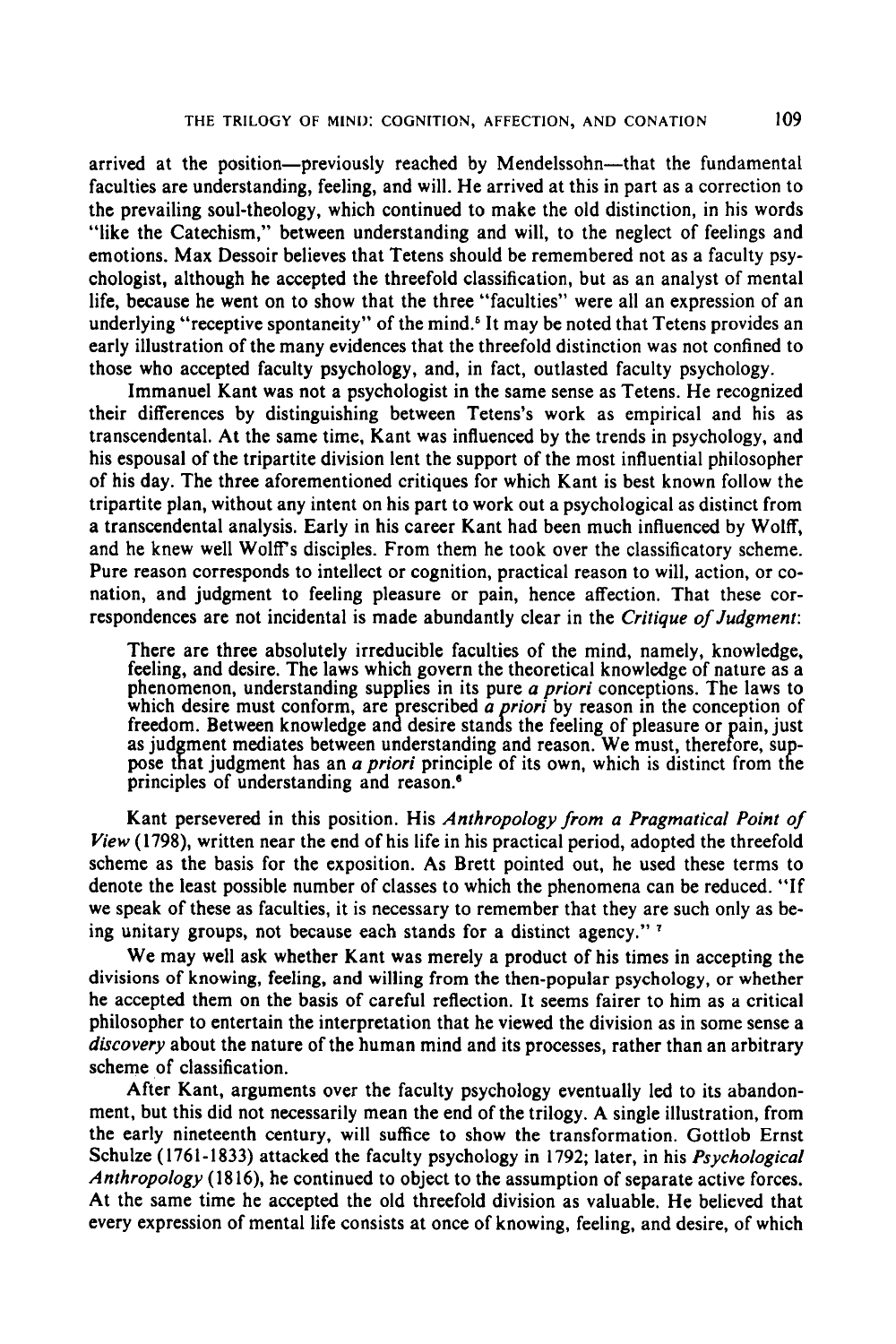arrived at the position—previously reached by Mendelssohn—that the fundamental faculties are understanding, feeling, and will. He arrived at this in part as a correction to the prevailing soul-theology, which continued to make the old distinction, in his words "like the Catechism," between understanding and will, to the neglect of feelings and emotions. Max Dessoir believes that Tetens should be remembered not as a faculty psychologist, although he accepted the threefold classification, but as an analyst of mental life, because he went on to show that the three "faculties" were all an expression of an underlying "receptive spontaneity" of the mind.[5] It may be noted that Tetens provides an early illustration of the many evidences that the threefold distinction was not confined to those who accepted faculty psychology, and, in fact, outlasted faculty psychology.

Immanuel Kant was not a psychologist in the same sense as Tetens. He recognized their differences by distinguishing between Tetens's work as empirical and his as transcendental. At the same time, Kant was influenced by the trends in psychology, and his espousal of the tripartite division lent the support of the most influential philosopher of his day. The three aforementioned critiques for which Kant is best known follow the tripartite plan, without any intent on his part to work out a psychological as distinct from a transcendental analysis. Early in his career Kant had been much influenced by Wolff, and he knew well Wolff's disciples. From them he took over the classificatory scheme. Pure reason corresponds to intellect or cognition, practical reason to will, action, or conation, and judgment to feeling pleasure or pain, hence affection. That these correspondences are not incidental is made abundantly clear in the *Critique of Judgment*:

> There are three absolutely irreducible faculties of the mind, namely, knowledge, feeling, and desire. The laws which govern the theoretical knowledge of nature as a phenomenon, understanding supplies in its pure *a priori* conceptions. The laws to which desire must conform, are prescribed *a priori* by reason in the conception of freedom. Between knowledge and desire stands the feeling of pleasure or pain, just as judgment mediates between understanding and reason. We must, therefore, suppose that judgment has an *a priori* principle of its own, which is distinct from the principles of understanding and reason.[6]

Kant persevered in this position. His *Anthropology from a Pragmatical Point of View* (1798), written near the end of his life in his practical period, adopted the threefold scheme as the basis for the exposition. As Brett pointed out, he used these terms to denote the least possible number of classes to which the phenomena can be reduced. "If we speak of these as faculties, it is necessary to remember that they are such only as being unitary groups, not because each stands for a distinct agency."[7]

We may well ask whether Kant was merely a product of his times in accepting the divisions of knowing, feeling, and willing from the then-popular psychology, or whether he accepted them on the basis of careful reflection. It seems fairer to him as a critical philosopher to entertain the interpretation that he viewed the division as in some sense a *discovery* about the nature of the human mind and its processes, rather than an arbitrary scheme of classification.

After Kant, arguments over the faculty psychology eventually led to its abandonment, but this did not necessarily mean the end of the trilogy. A single illustration, from the early nineteenth century, will suffice to show the transformation. Gottlob Ernst Schulze (1761-1833) attacked the faculty psychology in 1792; later, in his *Psychological Anthropology* (1816), he continued to object to the assumption of separate active forces. At the same time he accepted the old threefold division as valuable. He believed that every expression of mental life consists at once of knowing, feeling, and desire, of which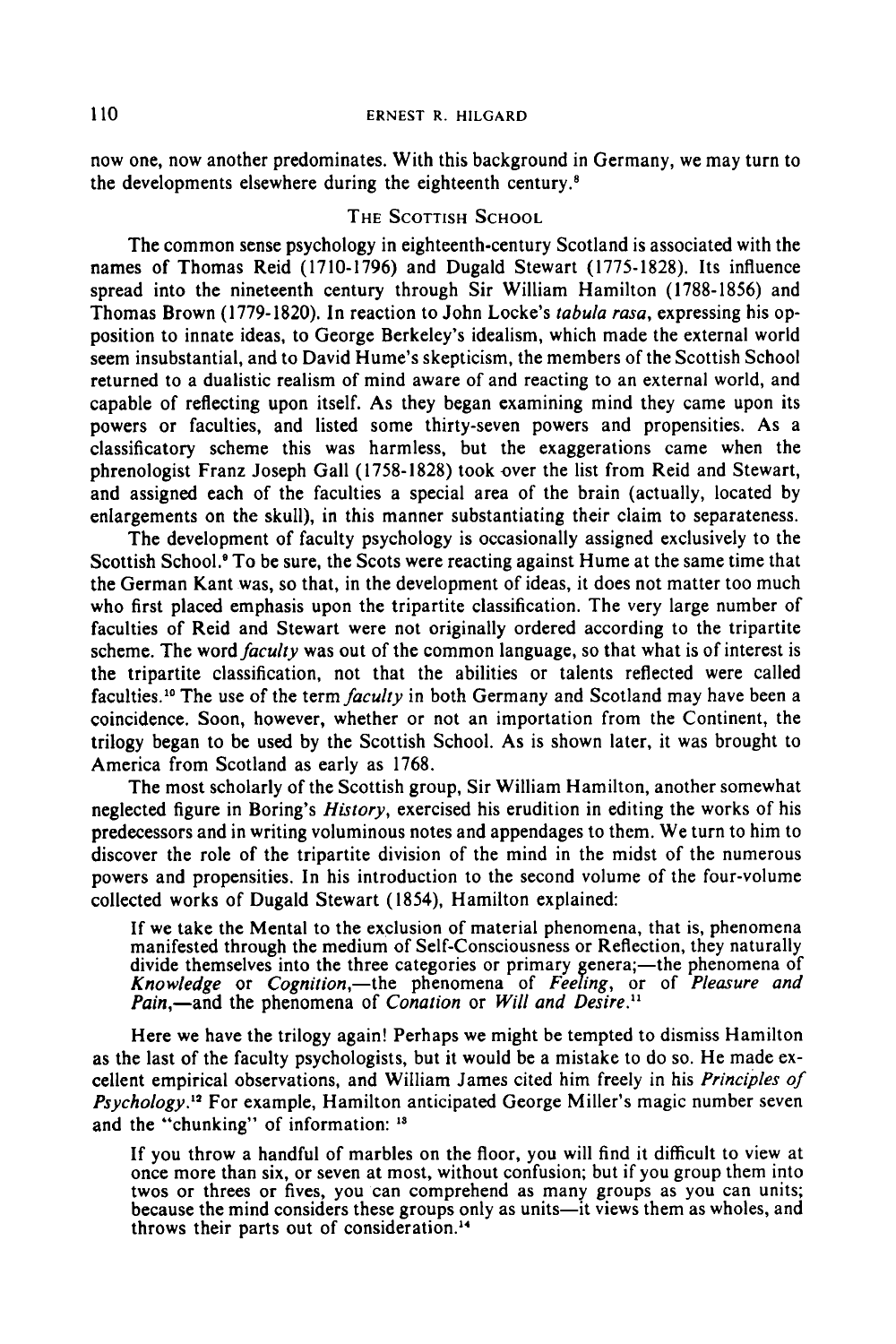now one, now another predominates. With this background in Germany, we may turn to the developments elsewhere during the eighteenth century.[8]

## The Scottish School

The common sense psychology in eighteenth-century Scotland is associated with the names of Thomas Reid (1710-1796) and Dugald Stewart (1775-1828). Its influence spread into the nineteenth century through Sir William Hamilton (1788-1856) and Thomas Brown (1779-1820). In reaction to John Locke's *tabula rasa*, expressing his opposition to innate ideas, to George Berkeley's idealism, which made the external world seem insubstantial, and to David Hume's skepticism, the members of the Scottish School returned to a dualistic realism of mind aware of and reacting to an external world, and capable of reflecting upon itself. As they began examining mind they came upon its powers or faculties, and listed some thirty-seven powers and propensities. As a classificatory scheme this was harmless, but the exaggerations came when the phrenologist Franz Joseph Gall (1758-1828) took over the list from Reid and Stewart, and assigned each of the faculties a special area of the brain (actually, located by enlargements on the skull), in this manner substantiating their claim to separateness.

The development of faculty psychology is occasionally assigned exclusively to the Scottish School.[9] To be sure, the Scots were reacting against Hume at the same time that the German Kant was, so that, in the development of ideas, it does not matter too much who first placed emphasis upon the tripartite classification. The very large number of faculties of Reid and Stewart were not originally ordered according to the tripartite scheme. The word *faculty* was out of the common language, so that what is of interest is the tripartite classification, not that the abilities or talents reflected were called faculties.[10] The use of the term *faculty* in both Germany and Scotland may have been a coincidence. Soon, however, whether or not an importation from the Continent, the trilogy began to be used by the Scottish School. As is shown later, it was brought to America from Scotland as early as 1768.

The most scholarly of the Scottish group, Sir William Hamilton, another somewhat neglected figure in Boring's *History*, exercised his erudition in editing the works of his predecessors and in writing voluminous notes and appendages to them. We turn to him to discover the role of the tripartite division of the mind in the midst of the numerous powers and propensities. In his introduction to the second volume of the four-volume collected works of Dugald Stewart (1854), Hamilton explained:

> If we take the Mental to the exclusion of material phenomena, that is, phenomena manifested through the medium of Self-Consciousness or Reflection, they naturally divide themselves into the three categories or primary genera;—the phenomena of *Knowledge* or *Cognition*,—the phenomena of *Feeling*, or of *Pleasure and Pain*,—and the phenomena of *Conation* or *Will and Desire*.[11]

Here we have the trilogy again! Perhaps we might be tempted to dismiss Hamilton as the last of the faculty psychologists, but it would be a mistake to do so. He made excellent empirical observations, and William James cited him freely in his *Principles of Psychology*.[12] For example, Hamilton anticipated George Miller's magic number seven and the "chunking" of information: [13]

> If you throw a handful of marbles on the floor, you will find it difficult to view at once more than six, or seven at most, without confusion; but if you group them into twos or threes or fives, you can comprehend as many groups as you can units; because the mind considers these groups only as units—it views them as wholes, and throws their parts out of consideration.[14]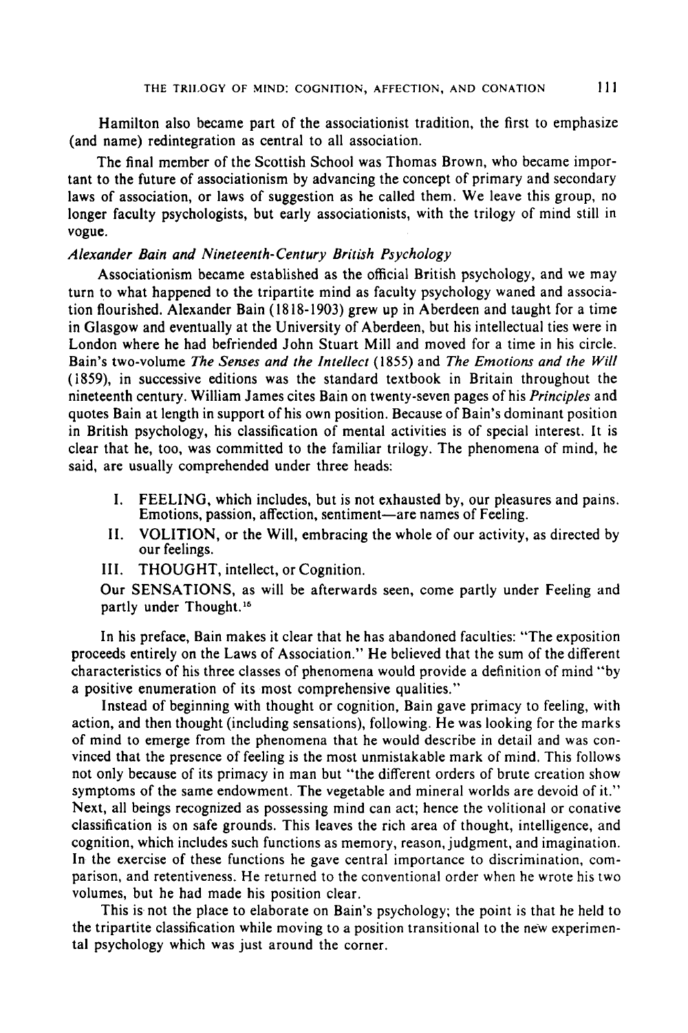Hamilton also became part of the associationist tradition, the first to emphasize (and name) redintegration as central to all association.

The final member of the Scottish School was Thomas Brown, who became important to the future of associationism by advancing the concept of primary and secondary laws of association, or laws of suggestion as he called them. We leave this group, no longer faculty psychologists, but early associationists, with the trilogy of mind still in vogue.

*Alexander Bain and Nineteenth-Century British Psychology*

Associationism became established as the official British psychology, and we may turn to what happened to the tripartite mind as faculty psychology waned and association flourished. Alexander Bain (1818-1903) grew up in Aberdeen and taught for a time in Glasgow and eventually at the University of Aberdeen, but his intellectual ties were in London where he had befriended John Stuart Mill and moved for a time in his circle. Bain's two-volume *The Senses and the Intellect* (1855) and *The Emotions and the Will* (1859), in successive editions was the standard textbook in Britain throughout the nineteenth century. William James cites Bain on twenty-seven pages of his *Principles* and quotes Bain at length in support of his own position. Because of Bain's dominant position in British psychology, his classification of mental activities is of special interest. It is clear that he, too, was committed to the familiar trilogy. The phenomena of mind, he said, are usually comprehended under three heads:

> I. FEELING, which includes, but is not exhausted by, our pleasures and pains. Emotions, passion, affection, sentiment—are names of Feeling.
>
> II. VOLITION, or the Will, embracing the whole of our activity, as directed by our feelings.
>
> III. THOUGHT, intellect, or Cognition.
>
> Our SENSATIONS, as will be afterwards seen, come partly under Feeling and partly under Thought.[16]

In his preface, Bain makes it clear that he has abandoned faculties: "The exposition proceeds entirely on the Laws of Association." He believed that the sum of the different characteristics of his three classes of phenomena would provide a definition of mind "by a positive enumeration of its most comprehensive qualities."

Instead of beginning with thought or cognition, Bain gave primacy to feeling, with action, and then thought (including sensations), following. He was looking for the marks of mind to emerge from the phenomena that he would describe in detail and was convinced that the presence of feeling is the most unmistakable mark of mind. This follows not only because of its primacy in man but "the different orders of brute creation show symptoms of the same endowment. The vegetable and mineral worlds are devoid of it." Next, all beings recognized as possessing mind can act; hence the volitional or conative classification is on safe grounds. This leaves the rich area of thought, intelligence, and cognition, which includes such functions as memory, reason, judgment, and imagination. In the exercise of these functions he gave central importance to discrimination, comparison, and retentiveness. He returned to the conventional order when he wrote his two volumes, but he had made his position clear.

This is not the place to elaborate on Bain's psychology; the point is that he held to the tripartite classification while moving to a position transitional to the new experimental psychology which was just around the corner.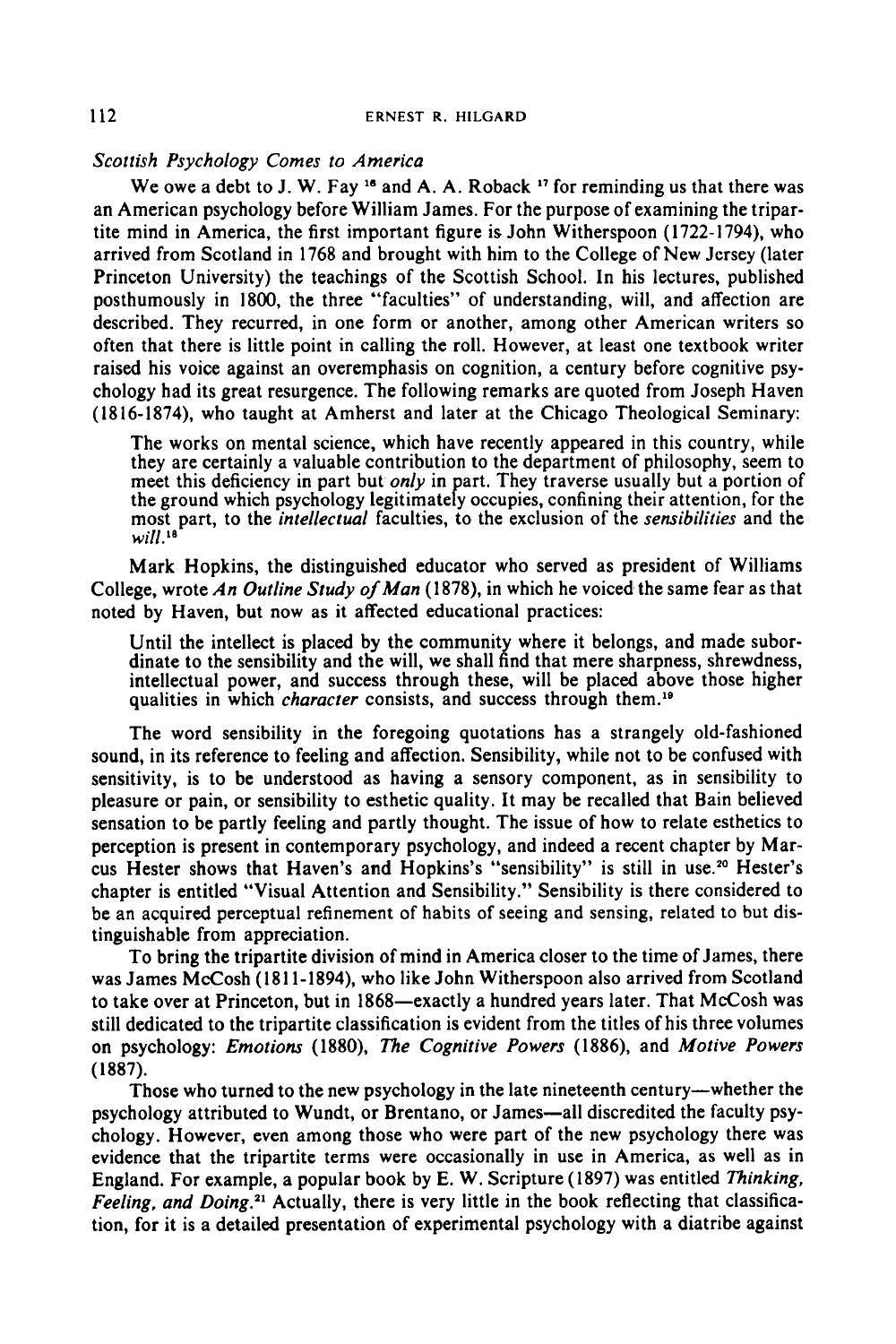### *Scottish Psychology Comes to America*

We owe a debt to J. W. Fay [16] and A. A. Roback [17] for reminding us that there was an American psychology before William James. For the purpose of examining the tripartite mind in America, the first important figure is John Witherspoon (1722-1794), who arrived from Scotland in 1768 and brought with him to the College of New Jersey (later Princeton University) the teachings of the Scottish School. In his lectures, published posthumously in 1800, the three "faculties" of understanding, will, and affection are described. They recurred, in one form or another, among other American writers so often that there is little point in calling the roll. However, at least one textbook writer raised his voice against an overemphasis on cognition, a century before cognitive psychology had its great resurgence. The following remarks are quoted from Joseph Haven (1816-1874), who taught at Amherst and later at the Chicago Theological Seminary:

> The works on mental science, which have recently appeared in this country, while they are certainly a valuable contribution to the department of philosophy, seem to meet this deficiency in part but *only* in part. They traverse usually but a portion of the ground which psychology legitimately occupies, confining their attention, for the most part, to the *intellectual* faculties, to the exclusion of the *sensibilities* and the *will*.[18]

Mark Hopkins, the distinguished educator who served as president of Williams College, wrote *An Outline Study of Man* (1878), in which he voiced the same fear as that noted by Haven, but now as it affected educational practices:

> Until the intellect is placed by the community where it belongs, and made subordinate to the sensibility and the will, we shall find that mere sharpness, shrewdness, intellectual power, and success through these, will be placed above those higher qualities in which *character* consists, and success through them.[19]

The word sensibility in the foregoing quotations has a strangely old-fashioned sound, in its reference to feeling and affection. Sensibility, while not to be confused with sensitivity, is to be understood as having a sensory component, as in sensibility to pleasure or pain, or sensibility to esthetic quality. It may be recalled that Bain believed sensation to be partly feeling and partly thought. The issue of how to relate esthetics to perception is present in contemporary psychology, and indeed a recent chapter by Marcus Hester shows that Haven's and Hopkins's "sensibility" is still in use.[20] Hester's chapter is entitled "Visual Attention and Sensibility." Sensibility is there considered to be an acquired perceptual refinement of habits of seeing and sensing, related to but distinguishable from appreciation.

To bring the tripartite division of mind in America closer to the time of James, there was James McCosh (1811-1894), who like John Witherspoon also arrived from Scotland to take over at Princeton, but in 1868—exactly a hundred years later. That McCosh was still dedicated to the tripartite classification is evident from the titles of his three volumes on psychology: *Emotions* (1880), *The Cognitive Powers* (1886), and *Motive Powers* (1887).

Those who turned to the new psychology in the late nineteenth century—whether the psychology attributed to Wundt, or Brentano, or James—all discredited the faculty psychology. However, even among those who were part of the new psychology there was evidence that the tripartite terms were occasionally in use in America, as well as in England. For example, a popular book by E. W. Scripture (1897) was entitled *Thinking, Feeling, and Doing*.[21] Actually, there is very little in the book reflecting that classification, for it is a detailed presentation of experimental psychology with a diatribe against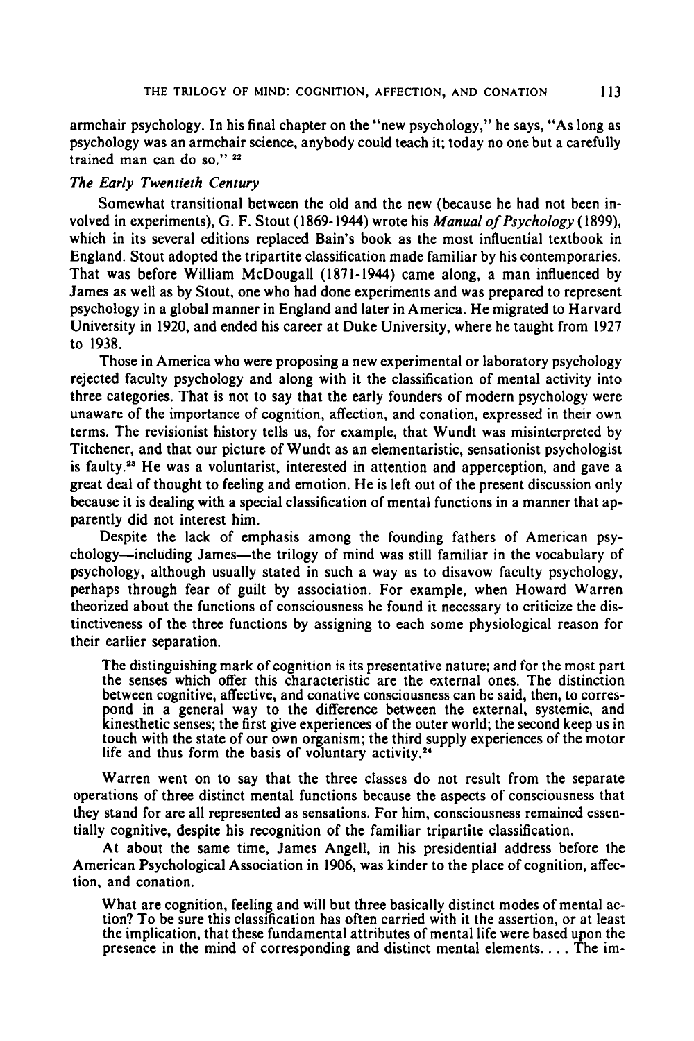armchair psychology. In his final chapter on the "new psychology," he says, "As long as psychology was an armchair science, anybody could teach it; today no one but a carefully trained man can do so." [22]

### *The Early Twentieth Century*

Somewhat transitional between the old and the new (because he had not been involved in experiments), G. F. Stout (1869-1944) wrote his *Manual of Psychology* (1899), which in its several editions replaced Bain's book as the most influential textbook in England. Stout adopted the tripartite classification made familiar by his contemporaries. That was before William McDougall (1871-1944) came along, a man influenced by James as well as by Stout, one who had done experiments and was prepared to represent psychology in a global manner in England and later in America. He migrated to Harvard University in 1920, and ended his career at Duke University, where he taught from 1927 to 1938.

Those in America who were proposing a new experimental or laboratory psychology rejected faculty psychology and along with it the classification of mental activity into three categories. That is not to say that the early founders of modern psychology were unaware of the importance of cognition, affection, and conation, expressed in their own terms. The revisionist history tells us, for example, that Wundt was misinterpreted by Titchener, and that our picture of Wundt as an elementaristic, sensationist psychologist is faulty.[23] He was a voluntarist, interested in attention and apperception, and gave a great deal of thought to feeling and emotion. He is left out of the present discussion only because it is dealing with a special classification of mental functions in a manner that apparently did not interest him.

Despite the lack of emphasis among the founding fathers of American psychology—including James—the trilogy of mind was still familiar in the vocabulary of psychology, although usually stated in such a way as to disavow faculty psychology, perhaps through fear of guilt by association. For example, when Howard Warren theorized about the functions of consciousness he found it necessary to criticize the distinctiveness of the three functions by assigning to each some physiological reason for their earlier separation.

> The distinguishing mark of cognition is its presentative nature; and for the most part the senses which offer this characteristic are the external ones. The distinction between cognitive, affective, and conative consciousness can be said, then, to correspond in a general way to the difference between the external, systemic, and kinesthetic senses; the first give experiences of the outer world; the second keep us in touch with the state of our own organism; the third supply experiences of the motor life and thus form the basis of voluntary activity.[24]

Warren went on to say that the three classes do not result from the separate operations of three distinct mental functions because the aspects of consciousness that they stand for are all represented as sensations. For him, consciousness remained essentially cognitive, despite his recognition of the familiar tripartite classification.

At about the same time, James Angell, in his presidential address before the American Psychological Association in 1906, was kinder to the place of cognition, affection, and conation.

> What are cognition, feeling and will but three basically distinct modes of mental action? To be sure this classification has often carried with it the assertion, or at least the implication, that these fundamental attributes of mental life were based upon the presence in the mind of corresponding and distinct mental elements. . . . The im-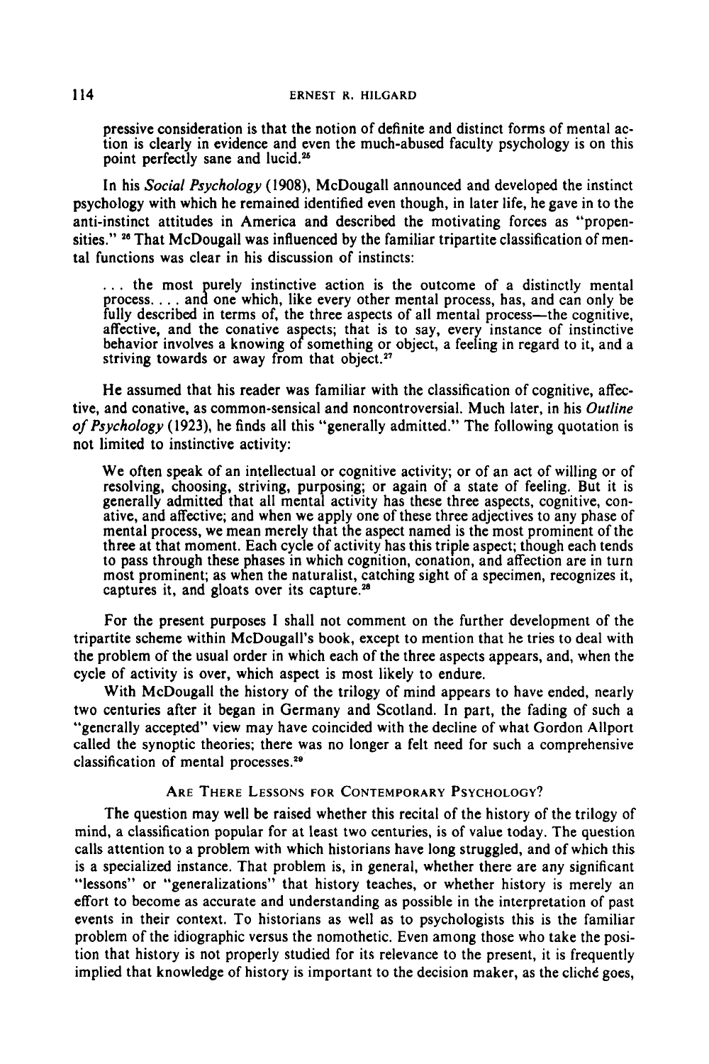pressive consideration is that the notion of definite and distinct forms of mental action is clearly in evidence and even the much-abused faculty psychology is on this point perfectly sane and lucid.[25]

In his *Social Psychology* (1908), McDougall announced and developed the instinct psychology with which he remained identified even though, in later life, he gave in to the anti-instinct attitudes in America and described the motivating forces as "propensities." [26] That McDougall was influenced by the familiar tripartite classification of mental functions was clear in his discussion of instincts:

> ... the most purely instinctive action is the outcome of a distinctly mental process. . . . and one which, like every other mental process, has, and can only be fully described in terms of, the three aspects of all mental process—the cognitive, affective, and the conative aspects; that is to say, every instance of instinctive behavior involves a knowing of something or object, a feeling in regard to it, and a striving towards or away from that object.[27]

He assumed that his reader was familiar with the classification of cognitive, affective, and conative, as common-sensical and noncontroversial. Much later, in his *Outline of Psychology* (1923), he finds all this "generally admitted." The following quotation is not limited to instinctive activity:

> We often speak of an intellectual or cognitive activity; or of an act of willing or of resolving, choosing, striving, purposing; or again of a state of feeling. But it is generally admitted that all mental activity has these three aspects, cognitive, conative, and affective; and when we apply one of these three adjectives to any phase of mental process, we mean merely that the aspect named is the most prominent of the three at that moment. Each cycle of activity has this triple aspect; though each tends to pass through these phases in which cognition, conation, and affection are in turn most prominent; as when the naturalist, catching sight of a specimen, recognizes it, captures it, and gloats over its capture.[28]

For the present purposes I shall not comment on the further development of the tripartite scheme within McDougall's book, except to mention that he tries to deal with the problem of the usual order in which each of the three aspects appears, and, when the cycle of activity is over, which aspect is most likely to endure.

With McDougall the history of the trilogy of mind appears to have ended, nearly two centuries after it began in Germany and Scotland. In part, the fading of such a "generally accepted" view may have coincided with the decline of what Gordon Allport called the synoptic theories; there was no longer a felt need for such a comprehensive classification of mental processes.[29]

## Are There Lessons for Contemporary Psychology?

The question may well be raised whether this recital of the history of the trilogy of mind, a classification popular for at least two centuries, is of value today. The question calls attention to a problem with which historians have long struggled, and of which this is a specialized instance. That problem is, in general, whether there are any significant "lessons" or "generalizations" that history teaches, or whether history is merely an effort to become as accurate and understanding as possible in the interpretation of past events in their context. To historians as well as to psychologists this is the familiar problem of the idiographic versus the nomothetic. Even among those who take the position that history is not properly studied for its relevance to the present, it is frequently implied that knowledge of history is important to the decision maker, as the cliché goes,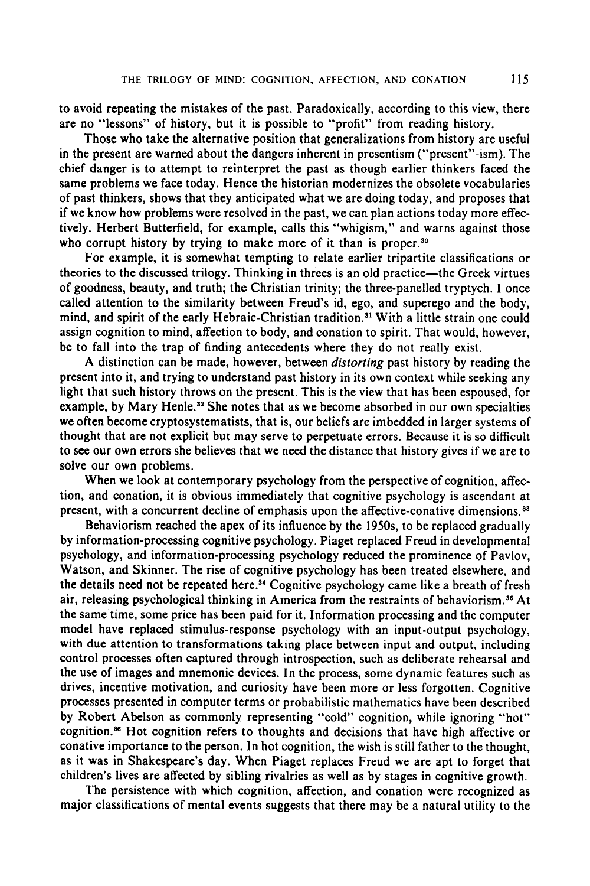to avoid repeating the mistakes of the past. Paradoxically, according to this view, there are no "lessons" of history, but it is possible to "profit" from reading history.

Those who take the alternative position that generalizations from history are useful in the present are warned about the dangers inherent in presentism ("present"-ism). The chief danger is to attempt to reinterpret the past as though earlier thinkers faced the same problems we face today. Hence the historian modernizes the obsolete vocabularies of past thinkers, shows that they anticipated what we are doing today, and proposes that if we know how problems were resolved in the past, we can plan actions today more effectively. Herbert Butterfield, for example, calls this "whigism," and warns against those who corrupt history by trying to make more of it than is proper.[30]

For example, it is somewhat tempting to relate earlier tripartite classifications or theories to the discussed trilogy. Thinking in threes is an old practice—the Greek virtues of goodness, beauty, and truth; the Christian trinity; the three-panelled tryptych. I once called attention to the similarity between Freud's id, ego, and superego and the body, mind, and spirit of the early Hebraic-Christian tradition.[31] With a little strain one could assign cognition to mind, affection to body, and conation to spirit. That would, however, be to fall into the trap of finding antecedents where they do not really exist.

A distinction can be made, however, between *distorting* past history by reading the present into it, and trying to understand past history in its own context while seeking any light that such history throws on the present. This is the view that has been espoused, for example, by Mary Henle.[32] She notes that as we become absorbed in our own specialties we often become cryptosystematists, that is, our beliefs are imbedded in larger systems of thought that are not explicit but may serve to perpetuate errors. Because it is so difficult to see our own errors she believes that we need the distance that history gives if we are to solve our own problems.

When we look at contemporary psychology from the perspective of cognition, affection, and conation, it is obvious immediately that cognitive psychology is ascendant at present, with a concurrent decline of emphasis upon the affective-conative dimensions.[33]

Behaviorism reached the apex of its influence by the 1950s, to be replaced gradually by information-processing cognitive psychology. Piaget replaced Freud in developmental psychology, and information-processing psychology reduced the prominence of Pavlov, Watson, and Skinner. The rise of cognitive psychology has been treated elsewhere, and the details need not be repeated here.[34] Cognitive psychology came like a breath of fresh air, releasing psychological thinking in America from the restraints of behaviorism.[35] At the same time, some price has been paid for it. Information processing and the computer model have replaced stimulus-response psychology with an input-output psychology, with due attention to transformations taking place between input and output, including control processes often captured through introspection, such as deliberate rehearsal and the use of images and mnemonic devices. In the process, some dynamic features such as drives, incentive motivation, and curiosity have been more or less forgotten. Cognitive processes presented in computer terms or probabilistic mathematics have been described by Robert Abelson as commonly representing "cold" cognition, while ignoring "hot" cognition.[36] Hot cognition refers to thoughts and decisions that have high affective or conative importance to the person. In hot cognition, the wish is still father to the thought, as it was in Shakespeare's day. When Piaget replaces Freud we are apt to forget that children's lives are affected by sibling rivalries as well as by stages in cognitive growth.

The persistence with which cognition, affection, and conation were recognized as major classifications of mental events suggests that there may be a natural utility to the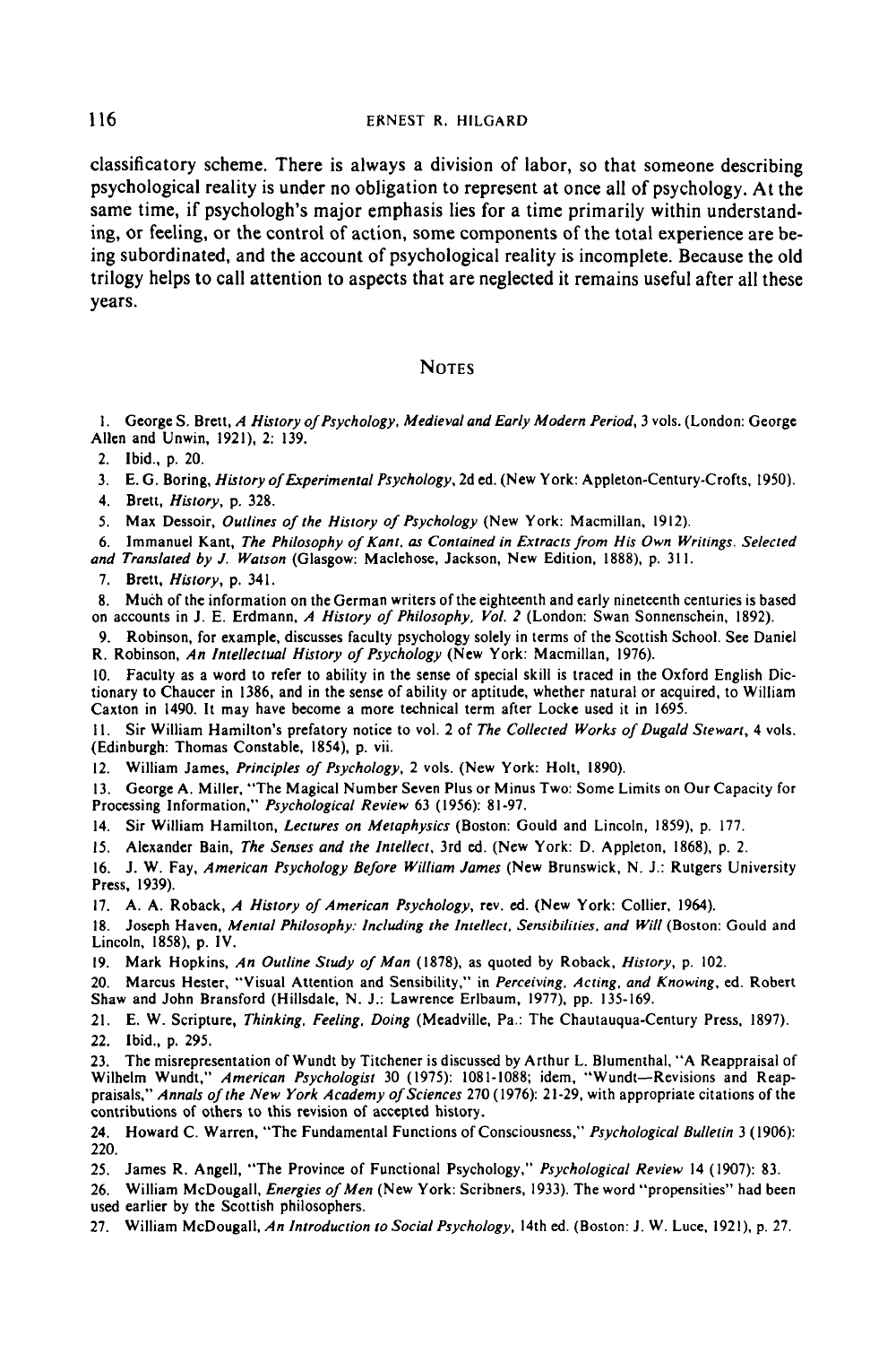classificatory scheme. There is always a division of labor, so that someone describing psychological reality is under no obligation to represent at once all of psychology. At the same time, if psychologh's major emphasis lies for a time primarily within understanding, or feeling, or the control of action, some components of the total experience are being subordinated, and the account of psychological reality is incomplete. Because the old trilogy helps to call attention to aspects that are neglected it remains useful after all these years.

## NOTES

1. George S. Brett, *A History of Psychology, Medieval and Early Modern Period*, 3 vols. (London: George Allen and Unwin, 1921), 2: 139.
2. Ibid., p. 20.
3. E. G. Boring, *History of Experimental Psychology*, 2d ed. (New York: Appleton-Century-Crofts, 1950).
4. Brett, *History*, p. 328.
5. Max Dessoir, *Outlines of the History of Psychology* (New York: Macmillan, 1912).
6. Immanuel Kant, *The Philosophy of Kant, as Contained in Extracts from His Own Writings. Selected and Translated by J. Watson* (Glasgow: Maclehose, Jackson, New Edition, 1888), p. 311.
7. Brett, *History*, p. 341.
8. Much of the information on the German writers of the eighteenth and early nineteenth centuries is based on accounts in J. E. Erdmann, *A History of Philosophy, Vol. 2* (London: Swan Sonnenschein, 1892).
9. Robinson, for example, discusses faculty psychology solely in terms of the Scottish School. See Daniel R. Robinson, *An Intellectual History of Psychology* (New York: Macmillan, 1976).
10. Faculty as a word to refer to ability in the sense of special skill is traced in the Oxford English Dictionary to Chaucer in 1386, and in the sense of ability or aptitude, whether natural or acquired, to William Caxton in 1490. It may have become a more technical term after Locke used it in 1695.
11. Sir William Hamilton's prefatory notice to vol. 2 of *The Collected Works of Dugald Stewart*, 4 vols. (Edinburgh: Thomas Constable, 1854), p. vii.
12. William James, *Principles of Psychology*, 2 vols. (New York: Holt, 1890).
13. George A. Miller, "The Magical Number Seven Plus or Minus Two: Some Limits on Our Capacity for Processing Information," *Psychological Review* 63 (1956): 81-97.
14. Sir William Hamilton, *Lectures on Metaphysics* (Boston: Gould and Lincoln, 1859), p. 177.
15. Alexander Bain, *The Senses and the Intellect*, 3rd ed. (New York: D. Appleton, 1868), p. 2.
16. J. W. Fay, *American Psychology Before William James* (New Brunswick, N. J.: Rutgers University Press, 1939).
17. A. A. Roback, *A History of American Psychology*, rev. ed. (New York: Collier, 1964).
18. Joseph Haven, *Mental Philosophy: Including the Intellect, Sensibilities, and Will* (Boston: Gould and Lincoln, 1858), p. IV.
19. Mark Hopkins, *An Outline Study of Man* (1878), as quoted by Roback, *History*, p. 102.
20. Marcus Hester, "Visual Attention and Sensibility," in *Perceiving, Acting, and Knowing*, ed. Robert Shaw and John Bransford (Hillsdale, N. J.: Lawrence Erlbaum, 1977), pp. 135-169.
21. E. W. Scripture, *Thinking, Feeling, Doing* (Meadville, Pa.: The Chautauqua-Century Press, 1897).
22. Ibid., p. 295.
23. The misrepresentation of Wundt by Titchener is discussed by Arthur L. Blumenthal, "A Reappraisal of Wilhelm Wundt," *American Psychologist* 30 (1975): 1081-1088; idem, "Wundt—Revisions and Reappraisals," *Annals of the New York Academy of Sciences* 270 (1976): 21-29, with appropriate citations of the contributions of others to this revision of accepted history.
24. Howard C. Warren, "The Fundamental Functions of Consciousness," *Psychological Bulletin* 3 (1906): 220.
25. James R. Angell, "The Province of Functional Psychology," *Psychological Review* 14 (1907): 83.
26. William McDougall, *Energies of Men* (New York: Scribners, 1933). The word "propensities" had been used earlier by the Scottish philosophers.
27. William McDougall, *An Introduction to Social Psychology*, 14th ed. (Boston: J. W. Luce, 1921), p. 27.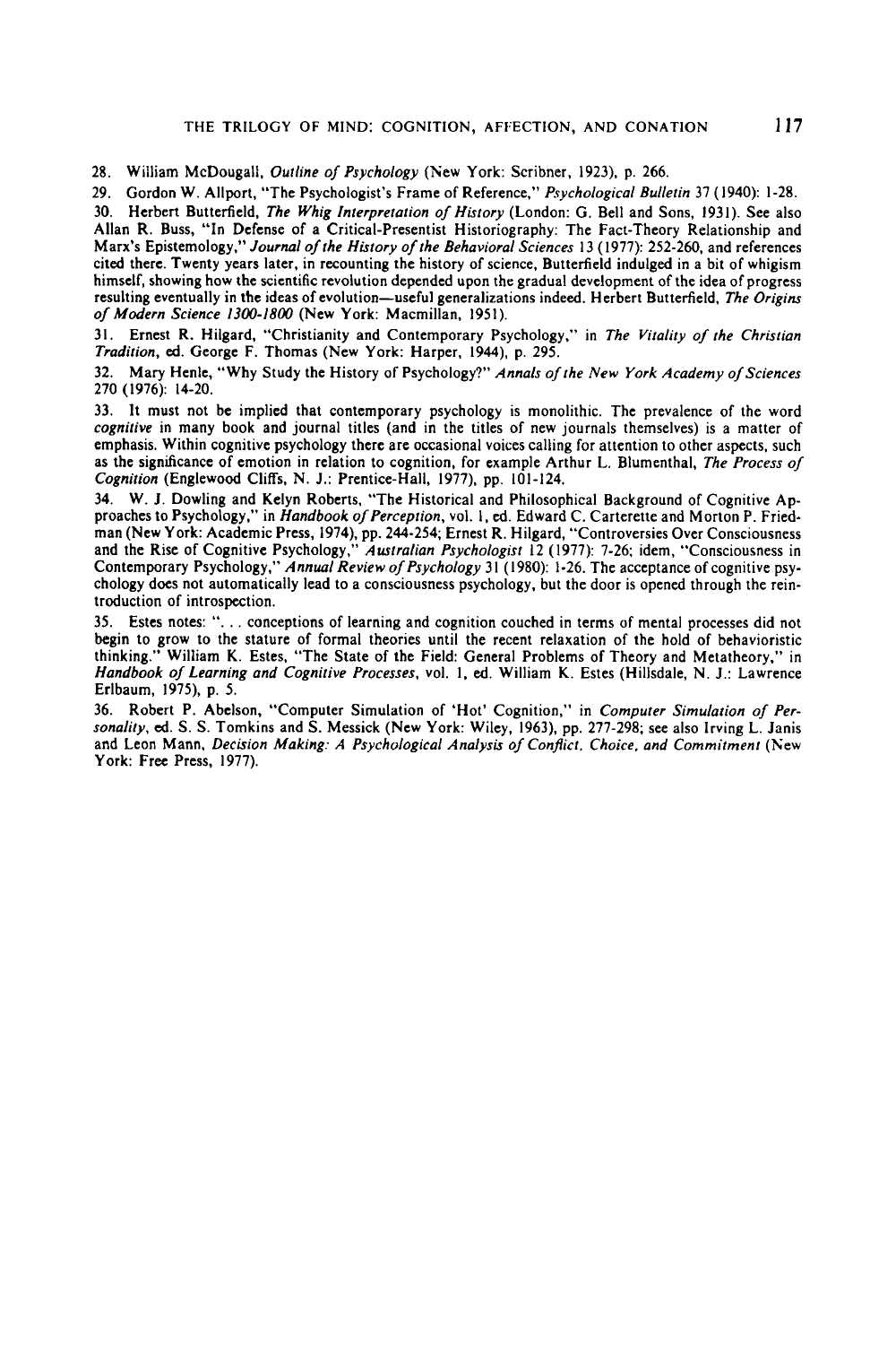28. William McDougall, *Outline of Psychology* (New York: Scribner, 1923), p. 266.

29. Gordon W. Allport, "The Psychologist's Frame of Reference," *Psychological Bulletin* 37 (1940): 1-28.

30. Herbert Butterfield, *The Whig Interpretation of History* (London: G. Bell and Sons, 1931). See also Allan R. Buss, "In Defense of a Critical-Presentist Historiography: The Fact-Theory Relationship and Marx's Epistemology," *Journal of the History of the Behavioral Sciences* 13 (1977): 252-260, and references cited there. Twenty years later, in recounting the history of science, Butterfield indulged in a bit of whigism himself, showing how the scientific revolution depended upon the gradual development of the idea of progress resulting eventually in the ideas of evolution—useful generalizations indeed. Herbert Butterfield, *The Origins of Modern Science 1300-1800* (New York: Macmillan, 1951).

31. Ernest R. Hilgard, "Christianity and Contemporary Psychology," in *The Vitality of the Christian Tradition*, ed. George F. Thomas (New York: Harper, 1944), p. 295.

32. Mary Henle, "Why Study the History of Psychology?" *Annals of the New York Academy of Sciences* 270 (1976): 14-20.

33. It must not be implied that contemporary psychology is monolithic. The prevalence of the word *cognitive* in many book and journal titles (and in the titles of new journals themselves) is a matter of emphasis. Within cognitive psychology there are occasional voices calling for attention to other aspects, such as the significance of emotion in relation to cognition, for example Arthur L. Blumenthal, *The Process of Cognition* (Englewood Cliffs, N. J.: Prentice-Hall, 1977), pp. 101-124.

34. W. J. Dowling and Kelyn Roberts, "The Historical and Philosophical Background of Cognitive Approaches to Psychology," in *Handbook of Perception*, vol. 1, ed. Edward C. Carterette and Morton P. Friedman (New York: Academic Press, 1974), pp. 244-254; Ernest R. Hilgard, "Controversies Over Consciousness and the Rise of Cognitive Psychology," *Australian Psychologist* 12 (1977): 7-26; idem, "Consciousness in Contemporary Psychology," *Annual Review of Psychology* 31 (1980): 1-26. The acceptance of cognitive psychology does not automatically lead to a consciousness psychology, but the door is opened through the reintroduction of introspection.

35. Estes notes: ". . . conceptions of learning and cognition couched in terms of mental processes did not begin to grow to the stature of formal theories until the recent relaxation of the hold of behavioristic thinking." William K. Estes, "The State of the Field: General Problems of Theory and Metatheory," in *Handbook of Learning and Cognitive Processes*, vol. 1, ed. William K. Estes (Hillsdale, N. J.: Lawrence Erlbaum, 1975), p. 5.

36. Robert P. Abelson, "Computer Simulation of 'Hot' Cognition," in *Computer Simulation of Personality*, ed. S. S. Tomkins and S. Messick (New York: Wiley, 1963), pp. 277-298; see also Irving L. Janis and Leon Mann, *Decision Making: A Psychological Analysis of Conflict, Choice, and Commitment* (New York: Free Press, 1977).